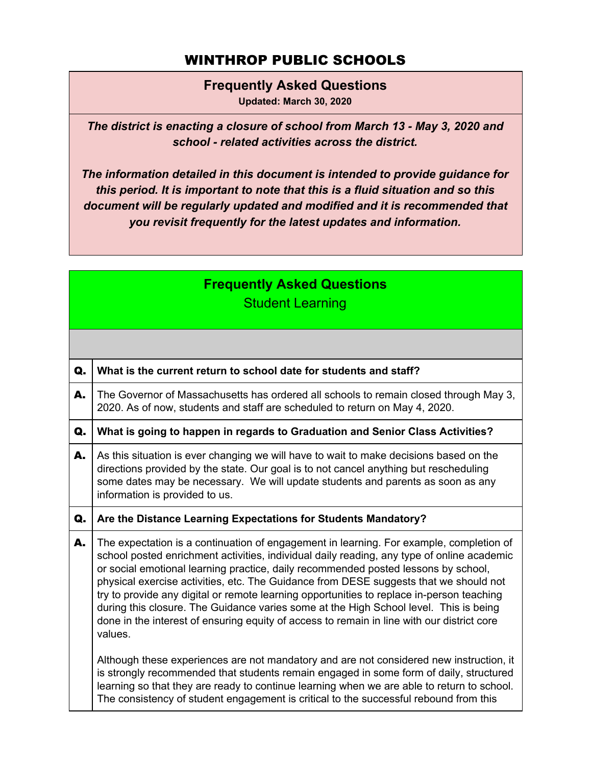# WINTHROP PUBLIC SCHOOLS

## Frequently Asked Questions

**Updated: March 30, 2020**

***The district is enacting a closure of school from March 13 - May 3, 2020 and school - related activities across the district.***

***The information detailed in this document is intended to provide guidance for this period. It is important to note that this is a fluid situation and so this document will be regularly updated and modified and it is recommended that you revisit frequently for the latest updates and information.***

## Frequently Asked Questions

Student Learning

| | |
|---|---|
| **Q.** | **What is the current return to school date for students and staff?** |
| **A.** | The Governor of Massachusetts has ordered all schools to remain closed through May 3, 2020. As of now, students and staff are scheduled to return on May 4, 2020. |
| **Q.** | **What is going to happen in regards to Graduation and Senior Class Activities?** |
| **A.** | As this situation is ever changing we will have to wait to make decisions based on the directions provided by the state. Our goal is to not cancel anything but rescheduling some dates may be necessary. We will update students and parents as soon as any information is provided to us. |
| **Q.** | **Are the Distance Learning Expectations for Students Mandatory?** |
| **A.** | The expectation is a continuation of engagement in learning. For example, completion of school posted enrichment activities, individual daily reading, any type of online academic or social emotional learning practice, daily recommended posted lessons by school, physical exercise activities, etc. The Guidance from DESE suggests that we should not try to provide any digital or remote learning opportunities to replace in-person teaching during this closure. The Guidance varies some at the High School level. This is being done in the interest of ensuring equity of access to remain in line with our district core values.<br><br>Although these experiences are not mandatory and are not considered new instruction, it is strongly recommended that students remain engaged in some form of daily, structured learning so that they are ready to continue learning when we are able to return to school. The consistency of student engagement is critical to the successful rebound from this |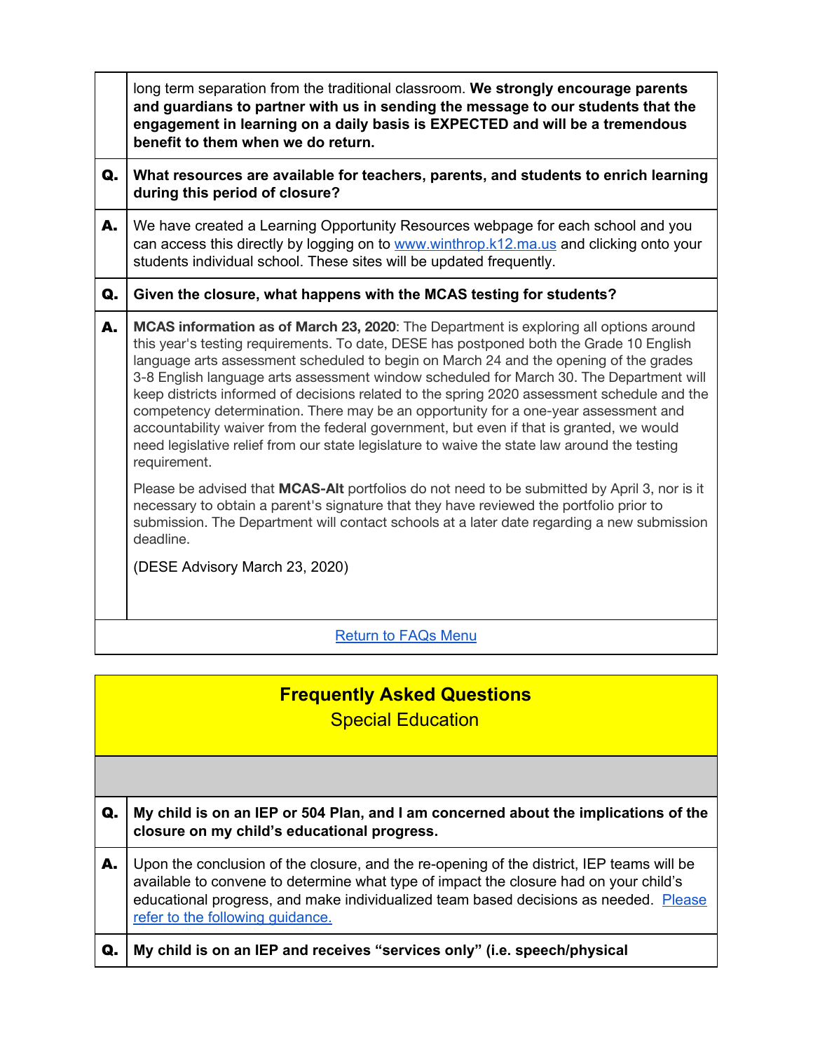| | |
|---|---|
| | long term separation from the traditional classroom. **We strongly encourage parents and guardians to partner with us in sending the message to our students that the engagement in learning on a daily basis is EXPECTED and will be a tremendous benefit to them when we do return.** |
| **Q.** | **What resources are available for teachers, parents, and students to enrich learning during this period of closure?** |
| **A.** | We have created a Learning Opportunity Resources webpage for each school and you can access this directly by logging on to [www.winthrop.k12.ma.us](www.winthrop.k12.ma.us) and clicking onto your students individual school. These sites will be updated frequently. |
| **Q.** | **Given the closure, what happens with the MCAS testing for students?** |
| **A.** | **MCAS information as of March 23, 2020**: The Department is exploring all options around this year's testing requirements. To date, DESE has postponed both the Grade 10 English language arts assessment scheduled to begin on March 24 and the opening of the grades 3-8 English language arts assessment window scheduled for March 30. The Department will keep districts informed of decisions related to the spring 2020 assessment schedule and the competency determination. There may be an opportunity for a one-year assessment and accountability waiver from the federal government, but even if that is granted, we would need legislative relief from our state legislature to waive the state law around the testing requirement.<br><br>Please be advised that **MCAS-Alt** portfolios do not need to be submitted by April 3, nor is it necessary to obtain a parent's signature that they have reviewed the portfolio prior to submission. The Department will contact schools at a later date regarding a new submission deadline.<br><br>(DESE Advisory March 23, 2020) |

Return to FAQs Menu

## Frequently Asked Questions
### Special Education

| | |
|---|---|
| **Q.** | **My child is on an IEP or 504 Plan, and I am concerned about the implications of the closure on my child's educational progress.** |
| **A.** | Upon the conclusion of the closure, and the re-opening of the district, IEP teams will be available to convene to determine what type of impact the closure had on your child's educational progress, and make individualized team based decisions as needed. Please refer to the following guidance. |
| **Q.** | **My child is on an IEP and receives "services only" (i.e. speech/physical** |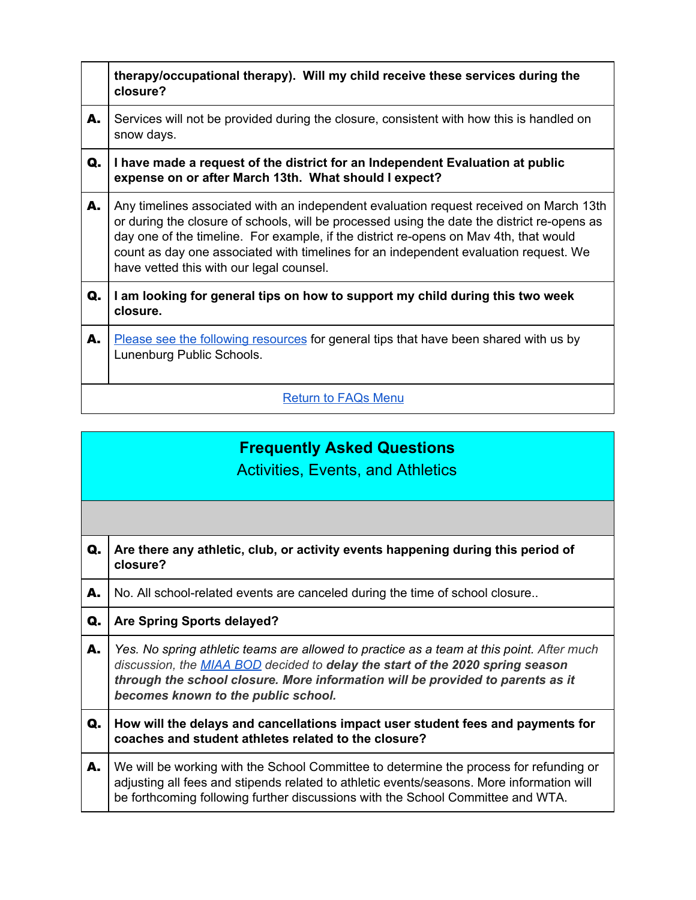| | |
|---|---|
| | **therapy/occupational therapy). Will my child receive these services during the closure?** |
| **A.** | Services will not be provided during the closure, consistent with how this is handled on snow days. |
| **Q.** | **I have made a request of the district for an Independent Evaluation at public expense on or after March 13th. What should I expect?** |
| **A.** | Any timelines associated with an independent evaluation request received on March 13th or during the closure of schools, will be processed using the date the district re-opens as day one of the timeline. For example, if the district re-opens on Mav 4th, that would count as day one associated with timelines for an independent evaluation request. We have vetted this with our legal counsel. |
| **Q.** | **I am looking for general tips on how to support my child during this two week closure.** |
| **A.** | Please see the following resources for general tips that have been shared with us by Lunenburg Public Schools. |
| | Return to FAQs Menu |

## Frequently Asked Questions

### Activities, Events, and Athletics

| | |
|---|---|
| **Q.** | **Are there any athletic, club, or activity events happening during this period of closure?** |
| **A.** | No. All school-related events are canceled during the time of school closure.. |
| **Q.** | **Are Spring Sports delayed?** |
| **A.** | *Yes. No spring athletic teams are allowed to practice as a team at this point. After much discussion, the MIAA BOD decided to* ***delay the start of the 2020 spring season through the school closure. More information will be provided to parents as it becomes known to the public school.*** |
| **Q.** | **How will the delays and cancellations impact user student fees and payments for coaches and student athletes related to the closure?** |
| **A.** | We will be working with the School Committee to determine the process for refunding or adjusting all fees and stipends related to athletic events/seasons. More information will be forthcoming following further discussions with the School Committee and WTA. |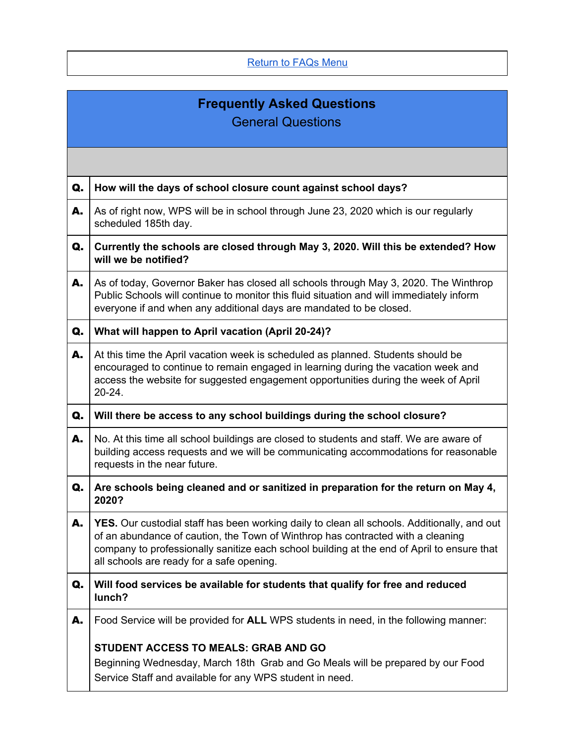[Return to FAQs Menu]

| | |
|---|---|
| **Frequently Asked Questions**<br>General Questions | |
| | |
| **Q.** | **How will the days of school closure count against school days?** |
| **A.** | As of right now, WPS will be in school through June 23, 2020 which is our regularly scheduled 185th day. |
| **Q.** | **Currently the schools are closed through May 3, 2020. Will this be extended? How will we be notified?** |
| **A.** | As of today, Governor Baker has closed all schools through May 3, 2020. The Winthrop Public Schools will continue to monitor this fluid situation and will immediately inform everyone if and when any additional days are mandated to be closed. |
| **Q.** | **What will happen to April vacation (April 20-24)?** |
| **A.** | At this time the April vacation week is scheduled as planned. Students should be encouraged to continue to remain engaged in learning during the vacation week and access the website for suggested engagement opportunities during the week of April 20-24. |
| **Q.** | **Will there be access to any school buildings during the school closure?** |
| **A.** | No. At this time all school buildings are closed to students and staff. We are aware of building access requests and we will be communicating accommodations for reasonable requests in the near future. |
| **Q.** | **Are schools being cleaned and or sanitized in preparation for the return on May 4, 2020?** |
| **A.** | **YES.** Our custodial staff has been working daily to clean all schools. Additionally, and out of an abundance of caution, the Town of Winthrop has contracted with a cleaning company to professionally sanitize each school building at the end of April to ensure that all schools are ready for a safe opening. |
| **Q.** | **Will food services be available for students that qualify for free and reduced lunch?** |
| **A.** | Food Service will be provided for **ALL** WPS students in need, in the following manner:<br><br>**STUDENT ACCESS TO MEALS: GRAB AND GO**<br>Beginning Wednesday, March 18th Grab and Go Meals will be prepared by our Food Service Staff and available for any WPS student in need. |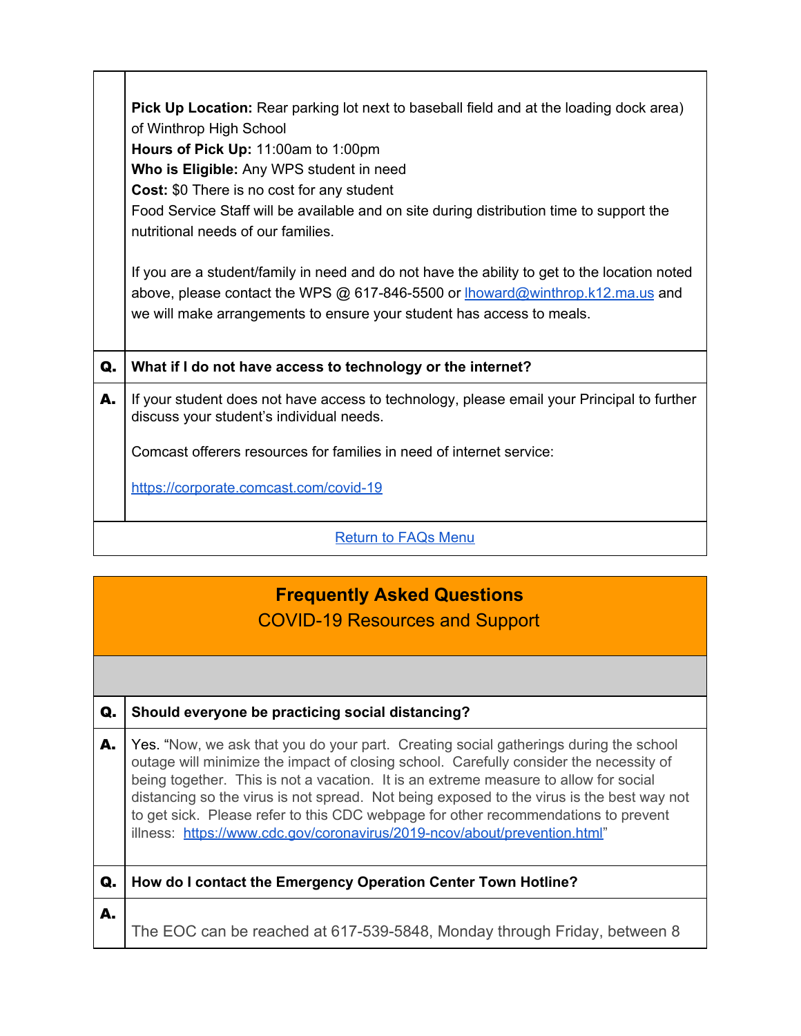| | |
|---|---|
| | **Pick Up Location:** Rear parking lot next to baseball field and at the loading dock area) of Winthrop High School<br>**Hours of Pick Up:** 11:00am to 1:00pm<br>**Who is Eligible:** Any WPS student in need<br>**Cost:** $0 There is no cost for any student<br>Food Service Staff will be available and on site during distribution time to support the nutritional needs of our families.<br><br>If you are a student/family in need and do not have the ability to get to the location noted above, please contact the WPS @ 617-846-5500 or lhoward@winthrop.k12.ma.us and we will make arrangements to ensure your student has access to meals. |
| **Q.** | **What if I do not have access to technology or the internet?** |
| **A.** | If your student does not have access to technology, please email your Principal to further discuss your student's individual needs.<br><br>Comcast offerers resources for families in need of internet service:<br><br>https://corporate.comcast.com/covid-19 |
| | Return to FAQs Menu |

## Frequently Asked Questions

COVID-19 Resources and Support

| | |
|---|---|
| **Q.** | **Should everyone be practicing social distancing?** |
| **A.** | Yes. "Now, we ask that you do your part. Creating social gatherings during the school outage will minimize the impact of closing school. Carefully consider the necessity of being together. This is not a vacation. It is an extreme measure to allow for social distancing so the virus is not spread. Not being exposed to the virus is the best way not to get sick. Please refer to this CDC webpage for other recommendations to prevent illness: https://www.cdc.gov/coronavirus/2019-ncov/about/prevention.html" |
| **Q.** | **How do I contact the Emergency Operation Center Town Hotline?** |
| **A.** | The EOC can be reached at 617-539-5848, Monday through Friday, between 8 |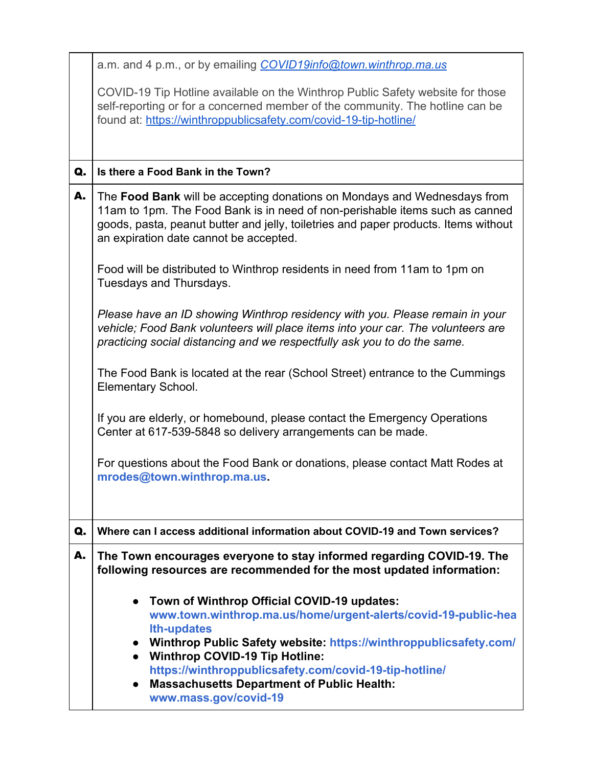| | |
|---|---|
| | a.m. and 4 p.m., or by emailing *COVID19info@town.winthrop.ma.us*<br><br>COVID-19 Tip Hotline available on the Winthrop Public Safety website for those self-reporting or for a concerned member of the community. The hotline can be found at: https://winthroppublicsafety.com/covid-19-tip-hotline/ |
| **Q.** | **Is there a Food Bank in the Town?** |
| **A.** | The **Food Bank** will be accepting donations on Mondays and Wednesdays from 11am to 1pm. The Food Bank is in need of non-perishable items such as canned goods, pasta, peanut butter and jelly, toiletries and paper products. Items without an expiration date cannot be accepted.<br><br>Food will be distributed to Winthrop residents in need from 11am to 1pm on Tuesdays and Thursdays.<br><br>*Please have an ID showing Winthrop residency with you. Please remain in your vehicle; Food Bank volunteers will place items into your car. The volunteers are practicing social distancing and we respectfully ask you to do the same.*<br><br>The Food Bank is located at the rear (School Street) entrance to the Cummings Elementary School.<br><br>If you are elderly, or homebound, please contact the Emergency Operations Center at 617-539-5848 so delivery arrangements can be made.<br><br>For questions about the Food Bank or donations, please contact Matt Rodes at **mrodes@town.winthrop.ma.us**. |
| **Q.** | **Where can I access additional information about COVID-19 and Town services?** |
| **A.** | **The Town encourages everyone to stay informed regarding COVID-19. The following resources are recommended for the most updated information:**<br><br>• **Town of Winthrop Official COVID-19 updates: www.town.winthrop.ma.us/home/urgent-alerts/covid-19-public-health-updates**<br>• **Winthrop Public Safety website: https://winthroppublicsafety.com/**<br>• **Winthrop COVID-19 Tip Hotline: https://winthroppublicsafety.com/covid-19-tip-hotline/**<br>• **Massachusetts Department of Public Health: www.mass.gov/covid-19** |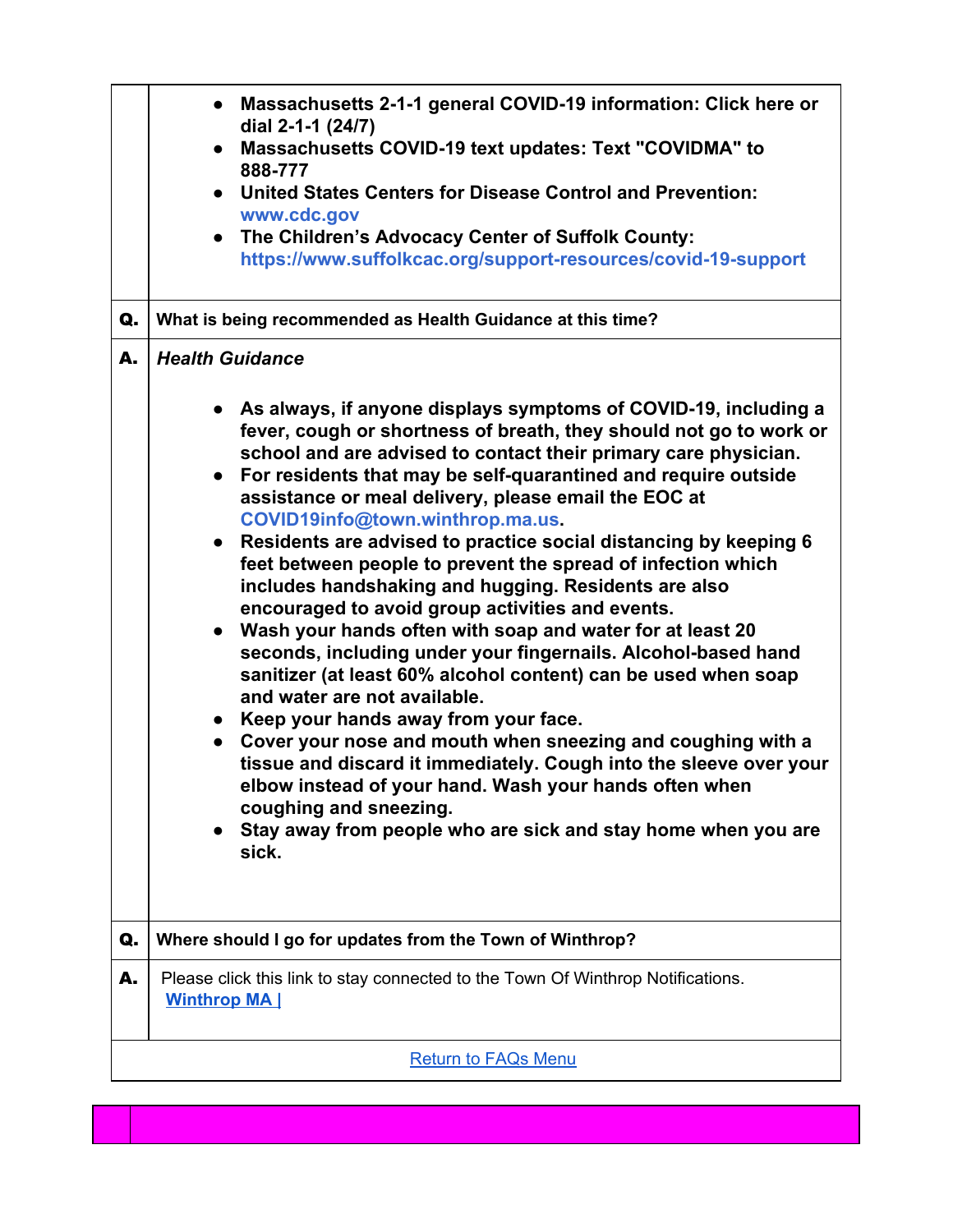| | |
|---|---|
| | • **Massachusetts 2-1-1 general COVID-19 information: Click here or dial 2-1-1 (24/7)**<br>• **Massachusetts COVID-19 text updates: Text "COVIDMA" to 888-777**<br>• **United States Centers for Disease Control and Prevention: www.cdc.gov**<br>• **The Children's Advocacy Center of Suffolk County: https://www.suffolkcac.org/support-resources/covid-19-support** |
| **Q.** | **What is being recommended as Health Guidance at this time?** |
| **A.** | ***Health Guidance***<br><br>• **As always, if anyone displays symptoms of COVID-19, including a fever, cough or shortness of breath, they should not go to work or school and are advised to contact their primary care physician.**<br>• **For residents that may be self-quarantined and require outside assistance or meal delivery, please email the EOC at COVID19info@town.winthrop.ma.us.**<br>• **Residents are advised to practice social distancing by keeping 6 feet between people to prevent the spread of infection which includes handshaking and hugging. Residents are also encouraged to avoid group activities and events.**<br>• **Wash your hands often with soap and water for at least 20 seconds, including under your fingernails. Alcohol-based hand sanitizer (at least 60% alcohol content) can be used when soap and water are not available.**<br>• **Keep your hands away from your face.**<br>• **Cover your nose and mouth when sneezing and coughing with a tissue and discard it immediately. Cough into the sleeve over your elbow instead of your hand. Wash your hands often when coughing and sneezing.**<br>• **Stay away from people who are sick and stay home when you are sick.** |
| **Q.** | **Where should I go for updates from the Town of Winthrop?** |
| **A.** | Please click this link to stay connected to the Town Of Winthrop Notifications.<br>**Winthrop MA \|** |

Return to FAQs Menu